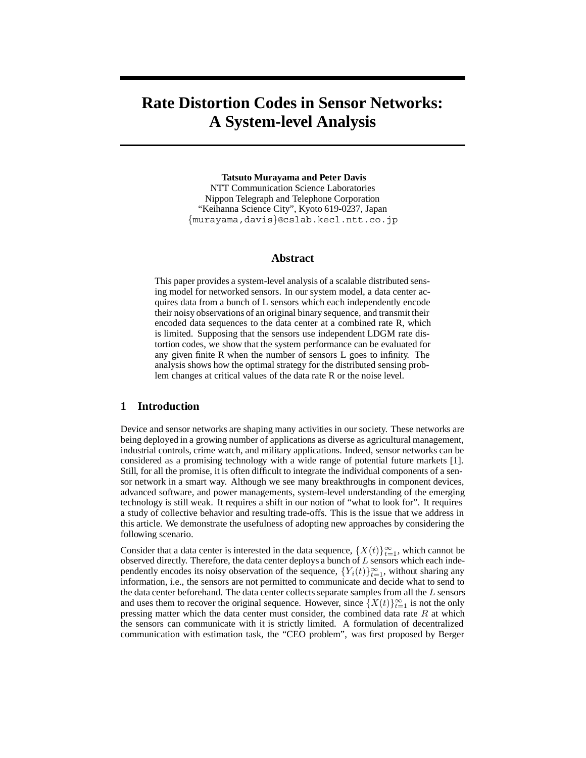# Rate Distortion Codes in Sensor Networks: A System-level Analysis

**Tatsuto Murayama and Peter Davis**
NTT Communication Science Laboratories
Nippon Telegraph and Telephone Corporation
"Keihanna Science City", Kyoto 619-0237, Japan
{murayama,davis}@cslab.kecl.ntt.co.jp

## Abstract

This paper provides a system-level analysis of a scalable distributed sensing model for networked sensors. In our system model, a data center acquires data from a bunch of L sensors which each independently encode their noisy observations of an original binary sequence, and transmit their encoded data sequences to the data center at a combined rate R, which is limited. Supposing that the sensors use independent LDGM rate distortion codes, we show that the system performance can be evaluated for any given finite R when the number of sensors L goes to infinity. The analysis shows how the optimal strategy for the distributed sensing problem changes at critical values of the data rate R or the noise level.

## 1 Introduction

Device and sensor networks are shaping many activities in our society. These networks are being deployed in a growing number of applications as diverse as agricultural management, industrial controls, crime watch, and military applications. Indeed, sensor networks can be considered as a promising technology with a wide range of potential future markets [1]. Still, for all the promise, it is often difficult to integrate the individual components of a sensor network in a smart way. Although we see many breakthroughs in component devices, advanced software, and power managements, system-level understanding of the emerging technology is still weak. It requires a shift in our notion of "what to look for". It requires a study of collective behavior and resulting trade-offs. This is the issue that we address in this article. We demonstrate the usefulness of adopting new approaches by considering the following scenario.

Consider that a data center is interested in the data sequence, $\{X(t)\}_{t=1}^{\infty}$, which cannot be observed directly. Therefore, the data center deploys a bunch of $L$ sensors which each independently encodes its noisy observation of the sequence, $\{Y_i(t)\}_{t=1}^{\infty}$, without sharing any information, i.e., the sensors are not permitted to communicate and decide what to send to the data center beforehand. The data center collects separate samples from all the $L$ sensors and uses them to recover the original sequence. However, since $\{X(t)\}_{t=1}^{\infty}$ is not the only pressing matter which the data center must consider, the combined data rate $R$ at which the sensors can communicate with it is strictly limited. A formulation of decentralized communication with estimation task, the "CEO problem", was first proposed by Berger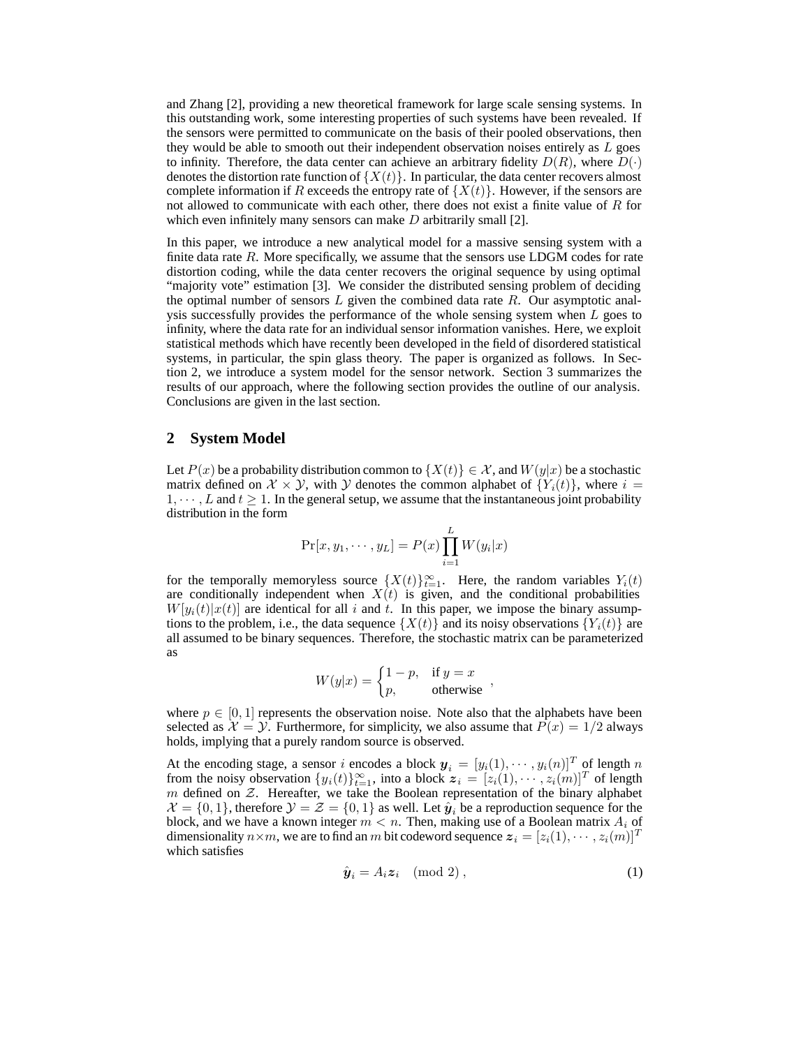and Zhang [2], providing a new theoretical framework for large scale sensing systems. In this outstanding work, some interesting properties of such systems have been revealed. If the sensors were permitted to communicate on the basis of their pooled observations, then they would be able to smooth out their independent observation noises entirely as $L$ goes to infinity. Therefore, the data center can achieve an arbitrary fidelity $D(R)$, where $D(\cdot)$ denotes the distortion rate function of $\{X(t)\}$. In particular, the data center recovers almost complete information if $R$ exceeds the entropy rate of $\{X(t)\}$. However, if the sensors are not allowed to communicate with each other, there does not exist a finite value of $R$ for which even infinitely many sensors can make $D$ arbitrarily small [2].

In this paper, we introduce a new analytical model for a massive sensing system with a finite data rate $R$. More specifically, we assume that the sensors use LDGM codes for rate distortion coding, while the data center recovers the original sequence by using optimal "majority vote" estimation [3]. We consider the distributed sensing problem of deciding the optimal number of sensors $L$ given the combined data rate $R$. Our asymptotic analysis successfully provides the performance of the whole sensing system when $L$ goes to infinity, where the data rate for an individual sensor information vanishes. Here, we exploit statistical methods which have recently been developed in the field of disordered statistical systems, in particular, the spin glass theory. The paper is organized as follows. In Section 2, we introduce a system model for the sensor network. Section 3 summarizes the results of our approach, where the following section provides the outline of our analysis. Conclusions are given in the last section.

## 2 System Model

Let $P(x)$ be a probability distribution common to $\{X(t)\} \in \mathcal{X}$, and $W(y|x)$ be a stochastic matrix defined on $\mathcal{X} \times \mathcal{Y}$, with $\mathcal{Y}$ denotes the common alphabet of $\{Y_i(t)\}$, where $i = 1, \cdots, L$ and $t \geq 1$. In the general setup, we assume that the instantaneous joint probability distribution in the form

$$\Pr[x, y_1, \cdots, y_L] = P(x) \prod_{i=1}^{L} W(y_i|x)$$

for the temporally memoryless source $\{X(t)\}_{t=1}^{\infty}$. Here, the random variables $Y_i(t)$ are conditionally independent when $X(t)$ is given, and the conditional probabilities $W[y_i(t)|x(t)]$ are identical for all $i$ and $t$. In this paper, we impose the binary assumptions to the problem, i.e., the data sequence $\{X(t)\}$ and its noisy observations $\{Y_i(t)\}$ are all assumed to be binary sequences. Therefore, the stochastic matrix can be parameterized as

$$W(y|x) = \begin{cases} 1-p, & \text{if } y = x \\ p, & \text{otherwise} \end{cases},$$

where $p \in [0, 1]$ represents the observation noise. Note also that the alphabets have been selected as $\mathcal{X} = \mathcal{Y}$. Furthermore, for simplicity, we also assume that $P(x) = 1/2$ always holds, implying that a purely random source is observed.

At the encoding stage, a sensor $i$ encodes a block $\boldsymbol{y}_i = [y_i(1), \cdots, y_i(n)]^T$ of length $n$ from the noisy observation $\{y_i(t)\}_{t=1}^{\infty}$, into a block $\boldsymbol{z}_i = [z_i(1), \cdots, z_i(m)]^T$ of length $m$ defined on $\mathcal{Z}$. Hereafter, we take the Boolean representation of the binary alphabet $\mathcal{X} = \{0, 1\}$, therefore $\mathcal{Y} = \mathcal{Z} = \{0, 1\}$ as well. Let $\hat{\boldsymbol{y}}_i$ be a reproduction sequence for the block, and we have a known integer $m < n$. Then, making use of a Boolean matrix $A_i$ of dimensionality $n \times m$, we are to find an $m$ bit codeword sequence $\boldsymbol{z}_i = [z_i(1), \cdots, z_i(m)]^T$ which satisfies

$$\hat{\boldsymbol{y}}_i = A_i \boldsymbol{z}_i \pmod 2, \tag{1}$$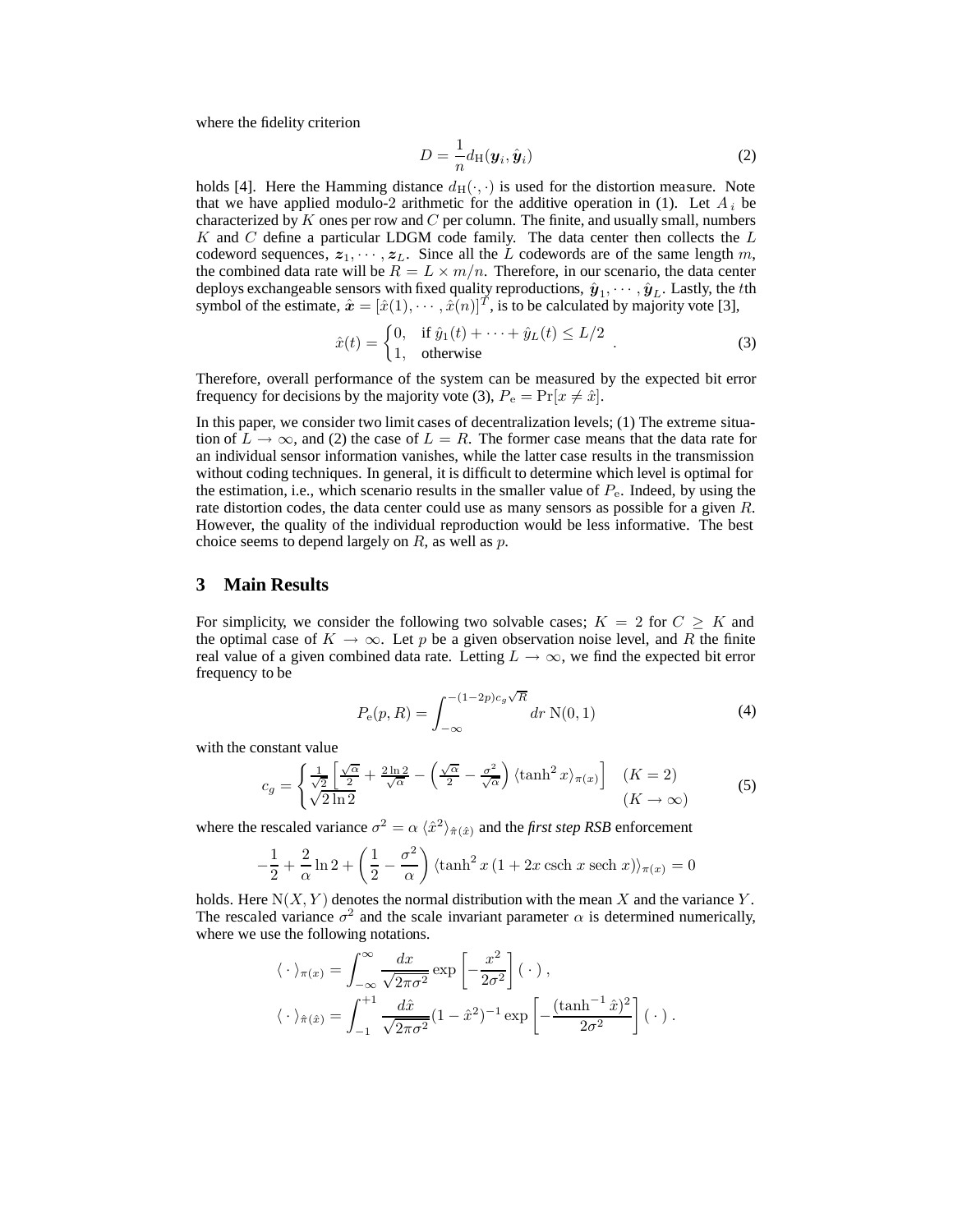where the fidelity criterion

$$D = \frac{1}{n} d_{\mathrm{H}}(\boldsymbol{y}_i, \hat{\boldsymbol{y}}_i) \tag{2}$$

holds [4]. Here the Hamming distance $d_{\mathrm{H}}(\cdot,\cdot)$ is used for the distortion measure. Note that we have applied modulo-2 arithmetic for the additive operation in (1). Let $A_i$ be characterized by $K$ ones per row and $C$ per column. The finite, and usually small, numbers $K$ and $C$ define a particular LDGM code family. The data center then collects the $L$ codeword sequences, $\boldsymbol{z}_1, \cdots, \boldsymbol{z}_L$. Since all the $L$ codewords are of the same length $m$, the combined data rate will be $R = L \times m/n$. Therefore, in our scenario, the data center deploys exchangeable sensors with fixed quality reproductions, $\hat{\boldsymbol{y}}_1, \cdots, \hat{\boldsymbol{y}}_L$. Lastly, the $t$th symbol of the estimate, $\hat{\boldsymbol{x}} = [\hat{x}(1), \cdots, \hat{x}(n)]^T$, is to be calculated by majority vote [3],

$$\hat{x}(t) = \begin{cases} 0, & \text{if } \hat{y}_1(t) + \cdots + \hat{y}_L(t) \le L/2 \\ 1, & \text{otherwise} \end{cases} . \tag{3}$$

Therefore, overall performance of the system can be measured by the expected bit error frequency for decisions by the majority vote (3), $P_{\mathrm{e}} = \Pr[x \neq \hat{x}]$.

In this paper, we consider two limit cases of decentralization levels; (1) The extreme situation of $L \to \infty$, and (2) the case of $L = R$. The former case means that the data rate for an individual sensor information vanishes, while the latter case results in the transmission without coding techniques. In general, it is difficult to determine which level is optimal for the estimation, i.e., which scenario results in the smaller value of $P_{\mathrm{e}}$. Indeed, by using the rate distortion codes, the data center could use as many sensors as possible for a given $R$. However, the quality of the individual reproduction would be less informative. The best choice seems to depend largely on $R$, as well as $p$.

## 3 Main Results

For simplicity, we consider the following two solvable cases; $K = 2$ for $C \ge K$ and the optimal case of $K \to \infty$. Let $p$ be a given observation noise level, and $R$ the finite real value of a given combined data rate. Letting $L \to \infty$, we find the expected bit error frequency to be

$$P_{\mathrm{e}}(p, R) = \int_{-\infty}^{-(1-2p)c_g\sqrt{R}} dr\ \mathrm{N}(0,1) \tag{4}$$

with the constant value

$$c_g = \begin{cases} \frac{1}{\sqrt{2}}\left[\frac{\sqrt{\alpha}}{2} + \frac{2\ln 2}{\sqrt{\alpha}} - \left(\frac{\sqrt{\alpha}}{2} - \frac{\sigma^2}{\sqrt{\alpha}}\right)\langle \tanh^2 x\rangle_{\pi(x)}\right] & (K=2) \\ \sqrt{2\ln 2} & (K \to \infty) \end{cases} \tag{5}$$

where the rescaled variance $\sigma^2 = \alpha\, \langle \hat{x}^2 \rangle_{\hat{\pi}(\hat{x})}$ and the *first step RSB* enforcement

$$-\frac{1}{2} + \frac{2}{\alpha}\ln 2 + \left(\frac{1}{2} - \frac{\sigma^2}{\alpha}\right)\langle \tanh^2 x\,(1 + 2x\ \mathrm{csch}\ x\ \mathrm{sech}\ x)\rangle_{\pi(x)} = 0$$

holds. Here $\mathrm{N}(X, Y)$ denotes the normal distribution with the mean $X$ and the variance $Y$. The rescaled variance $\sigma^2$ and the scale invariant parameter $\alpha$ is determined numerically, where we use the following notations.

$$\langle\,\cdot\,\rangle_{\pi(x)} = \int_{-\infty}^{\infty} \frac{dx}{\sqrt{2\pi\sigma^2}} \exp\left[-\frac{x^2}{2\sigma^2}\right](\,\cdot\,)\,,$$

$$\langle\,\cdot\,\rangle_{\hat{\pi}(\hat{x})} = \int_{-1}^{+1} \frac{d\hat{x}}{\sqrt{2\pi\sigma^2}} (1 - \hat{x}^2)^{-1} \exp\left[-\frac{(\tanh^{-1}\hat{x})^2}{2\sigma^2}\right](\,\cdot\,)\,.$$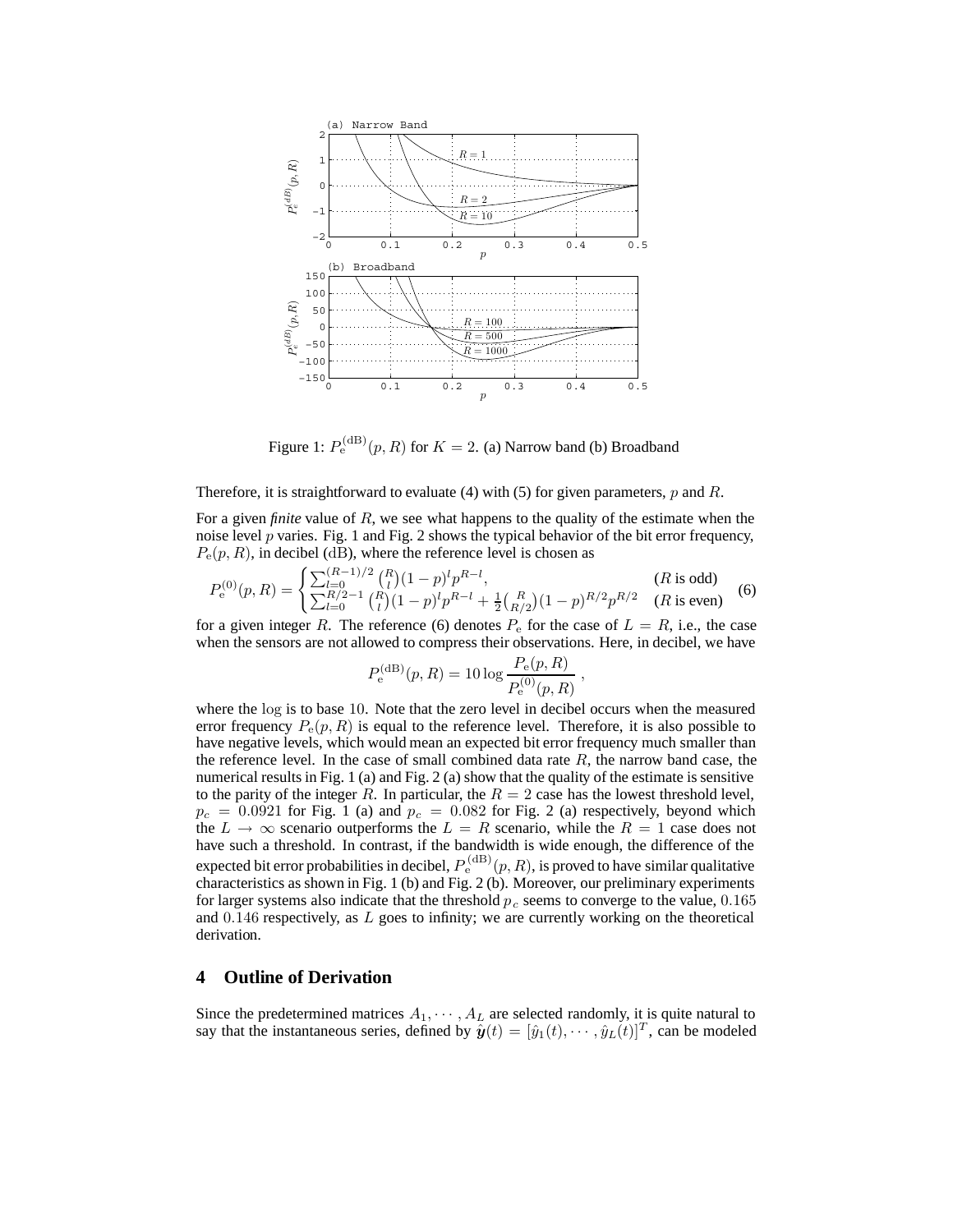Figure 1: $P_{\mathrm{e}}^{(\mathrm{dB})}(p, R)$ for $K = 2$. (a) Narrow band (b) Broadband

Therefore, it is straightforward to evaluate (4) with (5) for given parameters, $p$ and $R$.

For a given *finite* value of $R$, we see what happens to the quality of the estimate when the noise level $p$ varies. Fig. 1 and Fig. 2 shows the typical behavior of the bit error frequency, $P_{\mathrm{e}}(p, R)$, in decibel (dB), where the reference level is chosen as

$$P_{\mathrm{e}}^{(0)}(p, R) = \begin{cases} \sum_{l=0}^{(R-1)/2} \binom{R}{l} (1-p)^l p^{R-l}, & (R \text{ is odd}) \\ \sum_{l=0}^{R/2-1} \binom{R}{l} (1-p)^l p^{R-l} + \frac{1}{2} \binom{R}{R/2} (1-p)^{R/2} p^{R/2} & (R \text{ is even}) \end{cases} \quad (6)$$

for a given integer $R$. The reference (6) denotes $P_{\mathrm{e}}$ for the case of $L = R$, i.e., the case when the sensors are not allowed to compress their observations. Here, in decibel, we have

$$P_{\mathrm{e}}^{(\mathrm{dB})}(p, R) = 10 \log \frac{P_{\mathrm{e}}(p, R)}{P_{\mathrm{e}}^{(0)}(p, R)},$$

where the log is to base 10. Note that the zero level in decibel occurs when the measured error frequency $P_{\mathrm{e}}(p, R)$ is equal to the reference level. Therefore, it is also possible to have negative levels, which would mean an expected bit error frequency much smaller than the reference level. In the case of small combined data rate $R$, the narrow band case, the numerical results in Fig. 1 (a) and Fig. 2 (a) show that the quality of the estimate is sensitive to the parity of the integer $R$. In particular, the $R = 2$ case has the lowest threshold level, $p_c = 0.0921$ for Fig. 1 (a) and $p_c = 0.082$ for Fig. 2 (a) respectively, beyond which the $L \to \infty$ scenario outperforms the $L = R$ scenario, while the $R = 1$ case does not have such a threshold. In contrast, if the bandwidth is wide enough, the difference of the expected bit error probabilities in decibel, $P_{\mathrm{e}}^{(\mathrm{dB})}(p, R)$, is proved to have similar qualitative characteristics as shown in Fig. 1 (b) and Fig. 2 (b). Moreover, our preliminary experiments for larger systems also indicate that the threshold $p_c$ seems to converge to the value, 0.165 and 0.146 respectively, as $L$ goes to infinity; we are currently working on the theoretical derivation.

## 4 Outline of Derivation

Since the predetermined matrices $A_1, \cdots, A_L$ are selected randomly, it is quite natural to say that the instantaneous series, defined by $\hat{\boldsymbol{y}}(t) = [\hat{y}_1(t), \cdots, \hat{y}_L(t)]^T$, can be modeled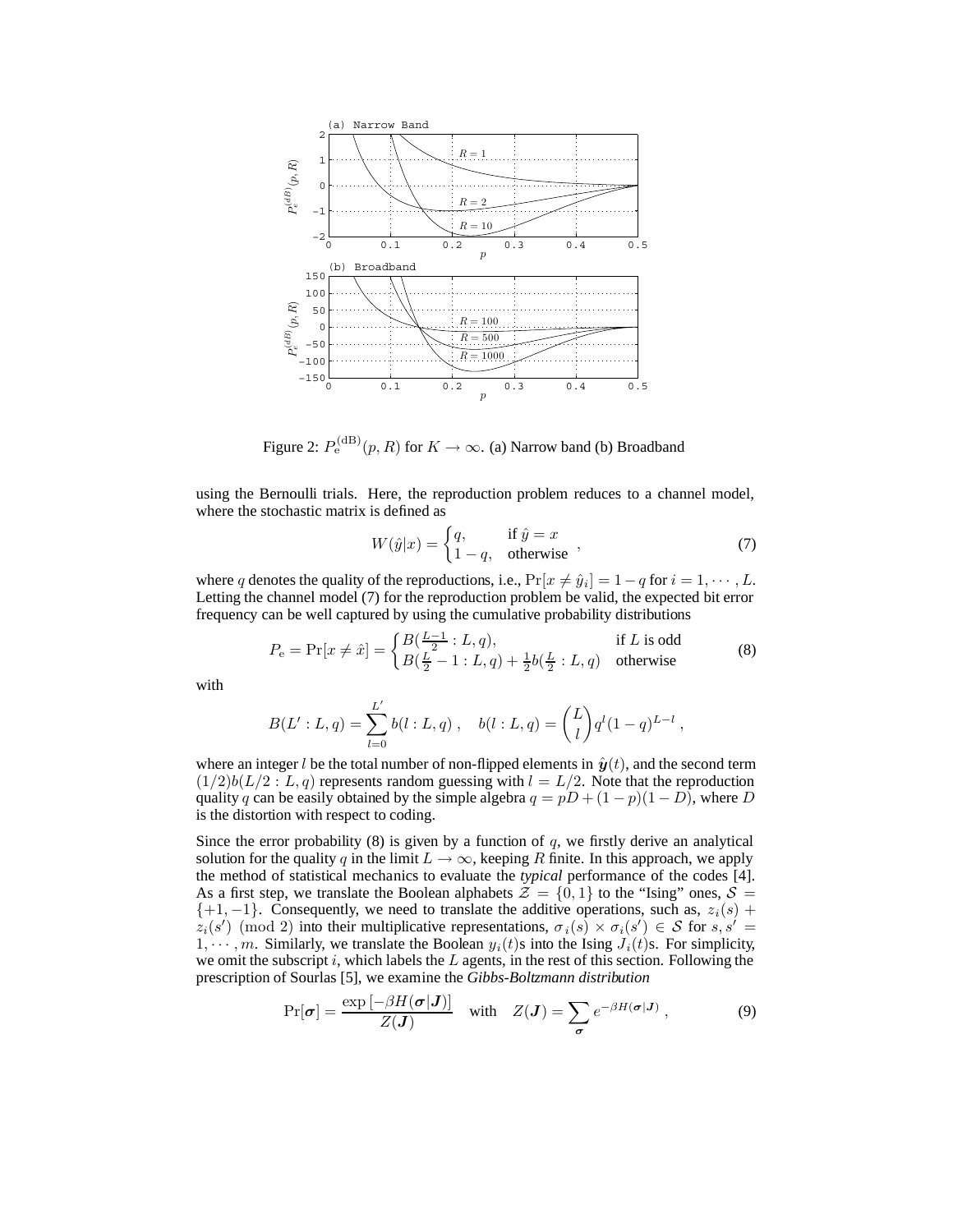Figure 2: $P_{\rm e}^{(\rm dB)}(p,R)$ for $K \to \infty$. (a) Narrow band (b) Broadband

using the Bernoulli trials. Here, the reproduction problem reduces to a channel model, where the stochastic matrix is defined as

$$W(\hat{y}|x) = \begin{cases} q, & \text{if } \hat{y} = x \\ 1-q, & \text{otherwise} \end{cases} , \tag{7}$$

where $q$ denotes the quality of the reproductions, i.e., $\Pr[x \neq \hat{y}_i] = 1-q$ for $i = 1, \cdots, L$. Letting the channel model (7) for the reproduction problem be valid, the expected bit error frequency can be well captured by using the cumulative probability distributions

$$P_{\rm e} = \Pr[x \neq \hat{x}] = \begin{cases} B(\frac{L-1}{2} : L, q), & \text{if } L \text{ is odd} \\ B(\frac{L}{2}-1 : L, q) + \frac{1}{2} b(\frac{L}{2} : L, q) & \text{otherwise} \end{cases} \tag{8}$$

with

$$B(L' : L, q) = \sum_{l=0}^{L'} b(l : L, q) \ , \quad b(l : L, q) = \binom{L}{l} q^l (1-q)^{L-l} \ ,$$

where an integer $l$ be the total number of non-flipped elements in $\hat{\boldsymbol{y}}(t)$, and the second term $(1/2)b(L/2 : L, q)$ represents random guessing with $l = L/2$. Note that the reproduction quality $q$ can be easily obtained by the simple algebra $q = pD + (1-p)(1-D)$, where $D$ is the distortion with respect to coding.

Since the error probability (8) is given by a function of $q$, we firstly derive an analytical solution for the quality $q$ in the limit $L \to \infty$, keeping $R$ finite. In this approach, we apply the method of statistical mechanics to evaluate the *typical* performance of the codes [4]. As a first step, we translate the Boolean alphabets $\mathcal{Z} = \{0, 1\}$ to the "Ising" ones, $\mathcal{S} = \{+1, -1\}$. Consequently, we need to translate the additive operations, such as, $z_i(s) + z_i(s') \pmod 2$ into their multiplicative representations, $\sigma_i(s) \times \sigma_i(s') \in \mathcal{S}$ for $s, s' = 1, \cdots, m$. Similarly, we translate the Boolean $y_i(t)$s into the Ising $J_i(t)$s. For simplicity, we omit the subscript $i$, which labels the $L$ agents, in the rest of this section. Following the prescription of Sourlas [5], we examine the *Gibbs-Boltzmann distribution*

$$\Pr[\boldsymbol{\sigma}] = \frac{\exp\left[-\beta H(\boldsymbol{\sigma}|\boldsymbol{J})\right]}{Z(\boldsymbol{J})} \quad \text{with} \quad Z(\boldsymbol{J}) = \sum_{\boldsymbol{\sigma}} e^{-\beta H(\boldsymbol{\sigma}|\boldsymbol{J})} \ , \tag{9}$$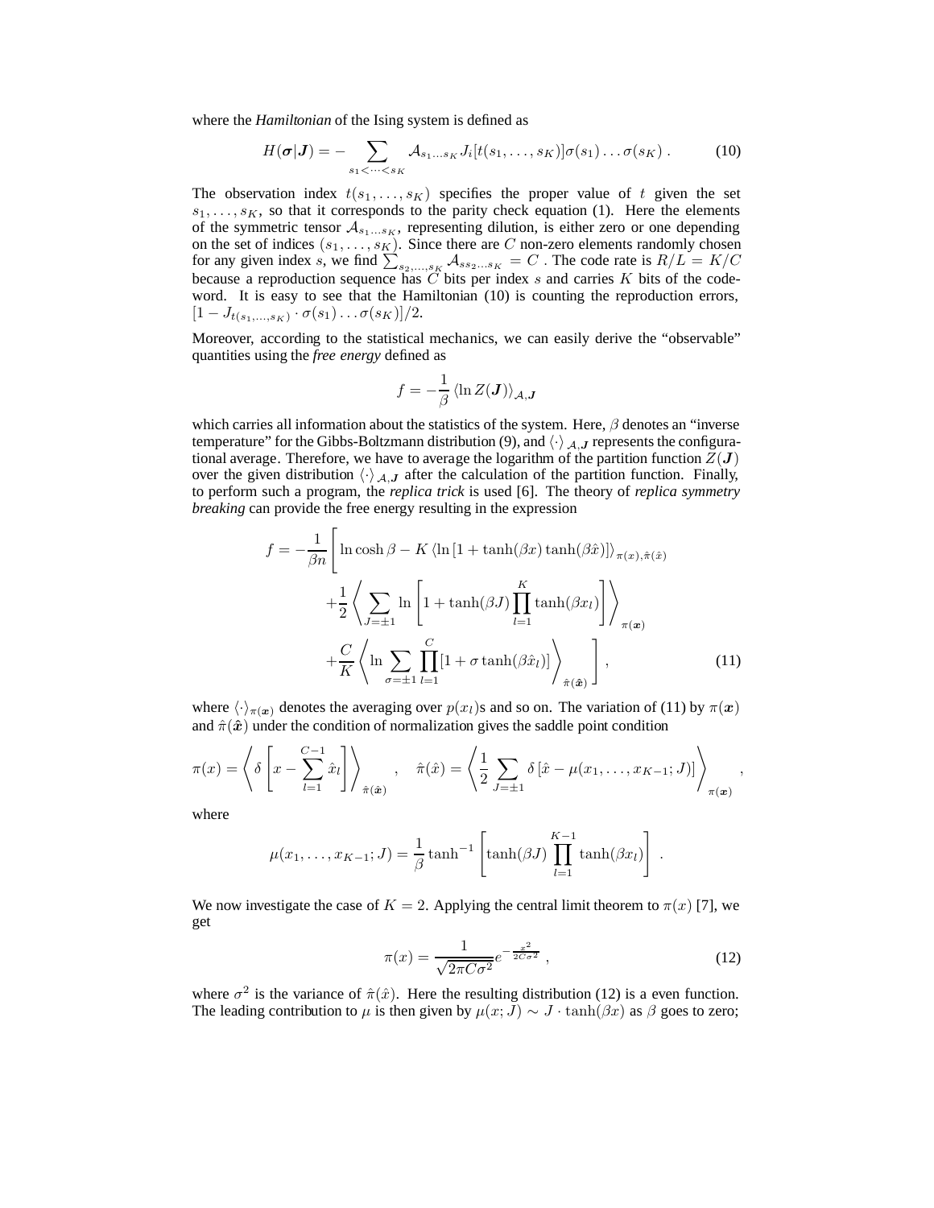where the *Hamiltonian* of the Ising system is defined as

$$H(\boldsymbol{\sigma}|\boldsymbol{J}) = -\sum_{s_1<\cdots<s_K} \mathcal{A}_{s_1\ldots s_K} J_i[t(s_1,\ldots,s_K)]\sigma(s_1)\ldots\sigma(s_K)\,. \tag{10}$$

The observation index $t(s_1,\ldots,s_K)$ specifies the proper value of $t$ given the set $s_1,\ldots,s_K$, so that it corresponds to the parity check equation (1). Here the elements of the symmetric tensor $\mathcal{A}_{s_1\ldots s_K}$, representing dilution, is either zero or one depending on the set of indices $(s_1,\ldots,s_K)$. Since there are $C$ non-zero elements randomly chosen for any given index $s$, we find $\sum_{s_2,\ldots,s_K} \mathcal{A}_{ss_2\ldots s_K} = C$ . The code rate is $R/L = K/C$ because a reproduction sequence has $C$ bits per index $s$ and carries $K$ bits of the codeword. It is easy to see that the Hamiltonian (10) is counting the reproduction errors, $[1 - J_{t(s_1,\ldots,s_K)}\cdot\sigma(s_1)\ldots\sigma(s_K)]/2$.

Moreover, according to the statistical mechanics, we can easily derive the "observable" quantities using the *free energy* defined as

$$f = -\frac{1}{\beta}\left\langle \ln Z(\boldsymbol{J})\right\rangle_{\mathcal{A},\boldsymbol{J}}$$

which carries all information about the statistics of the system. Here, $\beta$ denotes an "inverse temperature" for the Gibbs-Boltzmann distribution (9), and $\langle\cdot\rangle_{\mathcal{A},\boldsymbol{J}}$ represents the configurational average. Therefore, we have to average the logarithm of the partition function $Z(\boldsymbol{J})$ over the given distribution $\langle\cdot\rangle_{\mathcal{A},\boldsymbol{J}}$ after the calculation of the partition function. Finally, to perform such a program, the *replica trick* is used [6]. The theory of *replica symmetry breaking* can provide the free energy resulting in the expression

$$\begin{aligned}
f = -\frac{1}{\beta n}\Bigg[&\ln\cosh\beta - K\left\langle \ln\left[1+\tanh(\beta x)\tanh(\beta\hat{x})\right]\right\rangle_{\pi(x),\hat{\pi}(\hat{x})} \\
&+\frac{1}{2}\left\langle \sum_{J=\pm1}\ln\left[1+\tanh(\beta J)\prod_{l=1}^{K}\tanh(\beta x_l)\right]\right\rangle_{\pi(\boldsymbol{x})} \\
&+\frac{C}{K}\left\langle \ln\sum_{\sigma=\pm1}\prod_{l=1}^{C}[1+\sigma\tanh(\beta\hat{x}_l)]\right\rangle_{\hat{\pi}(\hat{\boldsymbol{x}})}\Bigg]\,,
\end{aligned} \tag{11}$$

where $\langle\cdot\rangle_{\pi(\boldsymbol{x})}$ denotes the averaging over $p(x_l)$s and so on. The variation of (11) by $\pi(\boldsymbol{x})$ and $\hat{\pi}(\hat{\boldsymbol{x}})$ under the condition of normalization gives the saddle point condition

$$\pi(x) = \left\langle \delta\left[x - \sum_{l=1}^{C-1}\hat{x}_l\right]\right\rangle_{\hat{\pi}(\hat{\boldsymbol{x}})}\,,\quad \hat{\pi}(\hat{x}) = \left\langle \frac{1}{2}\sum_{J=\pm1}\delta\left[\hat{x} - \mu(x_1,\ldots,x_{K-1};J)\right]\right\rangle_{\pi(\boldsymbol{x})}\,,$$

where

$$\mu(x_1,\ldots,x_{K-1};J) = \frac{1}{\beta}\tanh^{-1}\left[\tanh(\beta J)\prod_{l=1}^{K-1}\tanh(\beta x_l)\right]\,.$$

We now investigate the case of $K=2$. Applying the central limit theorem to $\pi(x)$ [7], we get

$$\pi(x) = \frac{1}{\sqrt{2\pi C\sigma^2}}e^{-\frac{x^2}{2C\sigma^2}}\,, \tag{12}$$

where $\sigma^2$ is the variance of $\hat{\pi}(\hat{x})$. Here the resulting distribution (12) is a even function. The leading contribution to $\mu$ is then given by $\mu(x;J) \sim J\cdot\tanh(\beta x)$ as $\beta$ goes to zero;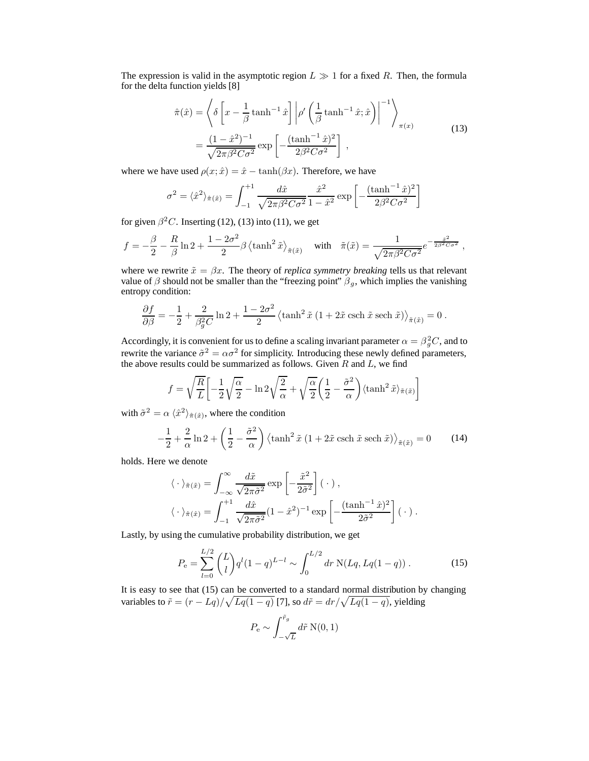The expression is valid in the asymptotic region $L \gg 1$ for a fixed $R$. Then, the formula for the delta function yields [8]

$$
\begin{aligned}
\hat{\pi}(\hat{x}) &= \left\langle \delta\left[x - \frac{1}{\beta}\tanh^{-1}\hat{x}\right] \left|\rho'\left(\frac{1}{\beta}\tanh^{-1}\hat{x};\hat{x}\right)\right|^{-1} \right\rangle_{\pi(x)} \\
&= \frac{(1-\hat{x}^2)^{-1}}{\sqrt{2\pi\beta^2 C\sigma^2}} \exp\left[-\frac{(\tanh^{-1}\hat{x})^2}{2\beta^2 C\sigma^2}\right] ,
\end{aligned}
\tag{13}
$$

where we have used $\rho(x;\hat{x}) = \hat{x} - \tanh(\beta x)$. Therefore, we have

$$
\sigma^2 = \langle \hat{x}^2 \rangle_{\hat{\pi}(\hat{x})} = \int_{-1}^{+1} \frac{d\hat{x}}{\sqrt{2\pi\beta^2 C\sigma^2}} \frac{\hat{x}^2}{1-\hat{x}^2} \exp\left[-\frac{(\tanh^{-1}\hat{x})^2}{2\beta^2 C\sigma^2}\right]
$$

for given $\beta^2 C$. Inserting (12), (13) into (11), we get

$$
f = -\frac{\beta}{2} - \frac{R}{\beta}\ln 2 + \frac{1-2\sigma^2}{2}\beta\left\langle \tanh^2\tilde{x}\right\rangle_{\tilde{\pi}(\tilde{x})} \quad \text{with} \quad \tilde{\pi}(\tilde{x}) = \frac{1}{\sqrt{2\pi\beta^2 C\sigma^2}} e^{-\frac{\tilde{x}^2}{2\beta^2 C\sigma^2}} ,
$$

where we rewrite $\tilde{x} = \beta x$. The theory of *replica symmetry breaking* tells us that relevant value of $\beta$ should not be smaller than the "freezing point" $\beta_g$, which implies the vanishing entropy condition:

$$
\frac{\partial f}{\partial \beta} = -\frac{1}{2} + \frac{2}{\beta_g^2 C}\ln 2 + \frac{1-2\sigma^2}{2}\left\langle \tanh^2\tilde{x}\,(1 + 2\tilde{x}\,\mathrm{csch}\,\tilde{x}\,\mathrm{sech}\,\tilde{x})\right\rangle_{\tilde{\pi}(\tilde{x})} = 0 .
$$

Accordingly, it is convenient for us to define a scaling invariant parameter $\alpha = \beta_g^2 C$, and to rewrite the variance $\tilde{\sigma}^2 = \alpha\sigma^2$ for simplicity. Introducing these newly defined parameters, the above results could be summarized as follows. Given $R$ and $L$, we find

$$
f = \sqrt{\frac{R}{L}}\left[-\frac{1}{2}\sqrt{\frac{\alpha}{2}} - \ln 2\sqrt{\frac{2}{\alpha}} + \sqrt{\frac{\alpha}{2}}\left(\frac{1}{2} - \frac{\tilde{\sigma}^2}{\alpha}\right)\langle \tanh^2\tilde{x}\rangle_{\tilde{\pi}(\tilde{x})}\right]
$$

with $\tilde{\sigma}^2 = \alpha\,\langle \hat{x}^2\rangle_{\hat{\pi}(\hat{x})}$, where the condition

$$
-\frac{1}{2} + \frac{2}{\alpha}\ln 2 + \left(\frac{1}{2} - \frac{\tilde{\sigma}^2}{\alpha}\right)\left\langle \tanh^2\tilde{x}\,(1 + 2\tilde{x}\,\mathrm{csch}\,\tilde{x}\,\mathrm{sech}\,\tilde{x})\right\rangle_{\tilde{\pi}(\tilde{x})} = 0 \tag{14}
$$

holds. Here we denote

$$
\begin{aligned}
\langle\,\cdot\,\rangle_{\tilde{\pi}(\tilde{x})} &= \int_{-\infty}^{\infty} \frac{d\tilde{x}}{\sqrt{2\pi\tilde{\sigma}^2}} \exp\left[-\frac{\tilde{x}^2}{2\tilde{\sigma}^2}\right](\,\cdot\,) , \\
\langle\,\cdot\,\rangle_{\hat{\pi}(\hat{x})} &= \int_{-1}^{+1} \frac{d\hat{x}}{\sqrt{2\pi\tilde{\sigma}^2}} (1-\hat{x}^2)^{-1} \exp\left[-\frac{(\tanh^{-1}\hat{x})^2}{2\tilde{\sigma}^2}\right](\,\cdot\,) .
\end{aligned}
$$

Lastly, by using the cumulative probability distribution, we get

$$
P_{\mathrm{e}} = \sum_{l=0}^{L/2} \binom{L}{l} q^l (1-q)^{L-l} \sim \int_0^{L/2} dr\ \mathrm{N}(Lq, Lq(1-q)) . \tag{15}
$$

It is easy to see that (15) can be converted to a standard normal distribution by changing variables to $\tilde{r} = (r - Lq)/\sqrt{Lq(1-q)}$ [7], so $d\tilde{r} = dr/\sqrt{Lq(1-q)}$, yielding

$$
P_{\mathrm{e}} \sim \int_{-\sqrt{L}}^{\tilde{r}_g} d\tilde{r}\ \mathrm{N}(0,1)
$$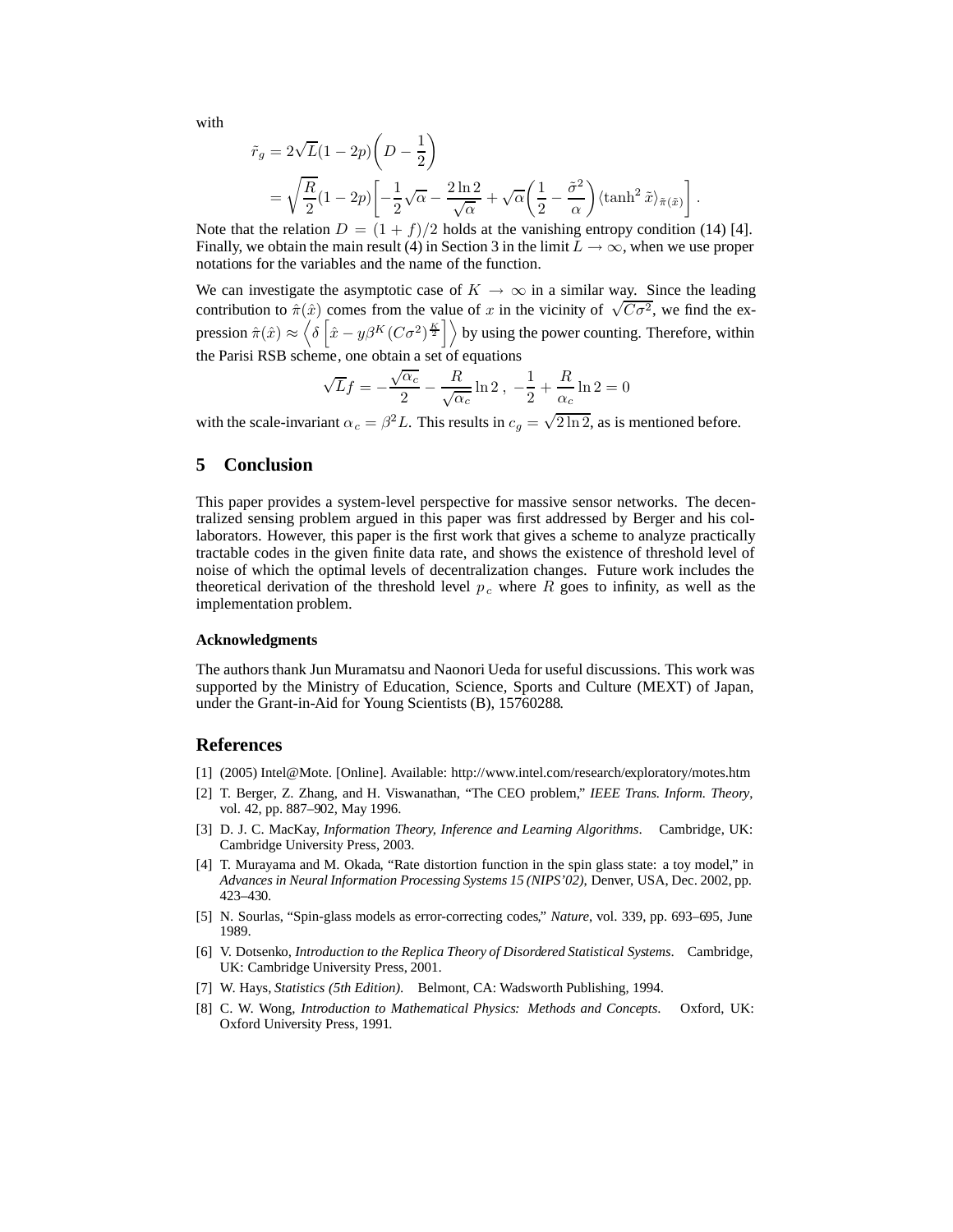with

$$
\begin{aligned}
\tilde{r}_g &= 2\sqrt{L}(1-2p)\left(D - \frac{1}{2}\right) \\
&= \sqrt{\frac{R}{2}}(1-2p)\left[-\frac{1}{2}\sqrt{\alpha} - \frac{2\ln 2}{\sqrt{\alpha}} + \sqrt{\alpha}\left(\frac{1}{2} - \frac{\tilde{\sigma}^2}{\alpha}\right)\langle \tanh^2 \tilde{x}\rangle_{\tilde{\pi}(\tilde{x})}\right].
\end{aligned}
$$

Note that the relation $D = (1+f)/2$ holds at the vanishing entropy condition (14) [4]. Finally, we obtain the main result (4) in Section 3 in the limit $L \to \infty$, when we use proper notations for the variables and the name of the function.

We can investigate the asymptotic case of $K \to \infty$ in a similar way. Since the leading contribution to $\hat{\pi}(\hat{x})$ comes from the value of $x$ in the vicinity of $\sqrt{C\sigma^2}$, we find the expression $\hat{\pi}(\hat{x}) \approx \left\langle \delta\left[\hat{x} - y\beta^K (C\sigma^2)^{\frac{K}{2}}\right]\right\rangle$ by using the power counting. Therefore, within the Parisi RSB scheme, one obtain a set of equations

$$
\sqrt{L}f = -\frac{\sqrt{\alpha_c}}{2} - \frac{R}{\sqrt{\alpha_c}}\ln 2 \,,\ -\frac{1}{2} + \frac{R}{\alpha_c}\ln 2 = 0
$$

with the scale-invariant $\alpha_c = \beta^2 L$. This results in $c_g = \sqrt{2\ln 2}$, as is mentioned before.

## 5 Conclusion

This paper provides a system-level perspective for massive sensor networks. The decentralized sensing problem argued in this paper was first addressed by Berger and his collaborators. However, this paper is the first work that gives a scheme to analyze practically tractable codes in the given finite data rate, and shows the existence of threshold level of noise of which the optimal levels of decentralization changes. Future work includes the theoretical derivation of the threshold level $p_c$ where $R$ goes to infinity, as well as the implementation problem.

### Acknowledgments

The authors thank Jun Muramatsu and Naonori Ueda for useful discussions. This work was supported by the Ministry of Education, Science, Sports and Culture (MEXT) of Japan, under the Grant-in-Aid for Young Scientists (B), 15760288.

## References

[1] (2005) Intel@Mote. [Online]. Available: http://www.intel.com/research/exploratory/motes.htm

[2] T. Berger, Z. Zhang, and H. Viswanathan, "The CEO problem," *IEEE Trans. Inform. Theory*, vol. 42, pp. 887–902, May 1996.

[3] D. J. C. MacKay, *Information Theory, Inference and Learning Algorithms*. Cambridge, UK: Cambridge University Press, 2003.

[4] T. Murayama and M. Okada, "Rate distortion function in the spin glass state: a toy model," in *Advances in Neural Information Processing Systems 15 (NIPS'02)*, Denver, USA, Dec. 2002, pp. 423–430.

[5] N. Sourlas, "Spin-glass models as error-correcting codes," *Nature*, vol. 339, pp. 693–695, June 1989.

[6] V. Dotsenko, *Introduction to the Replica Theory of Disordered Statistical Systems*. Cambridge, UK: Cambridge University Press, 2001.

[7] W. Hays, *Statistics (5th Edition)*. Belmont, CA: Wadsworth Publishing, 1994.

[8] C. W. Wong, *Introduction to Mathematical Physics: Methods and Concepts*. Oxford, UK: Oxford University Press, 1991.